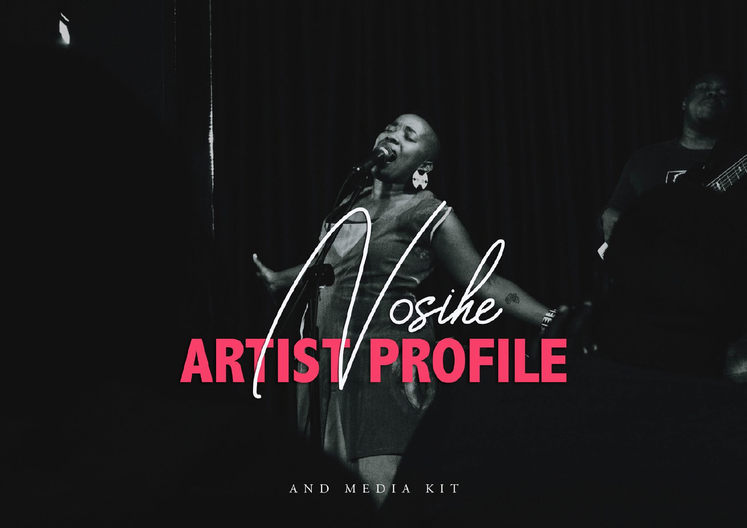# Vosihe

# ARTIST PROFILE

AND MEDIA KIT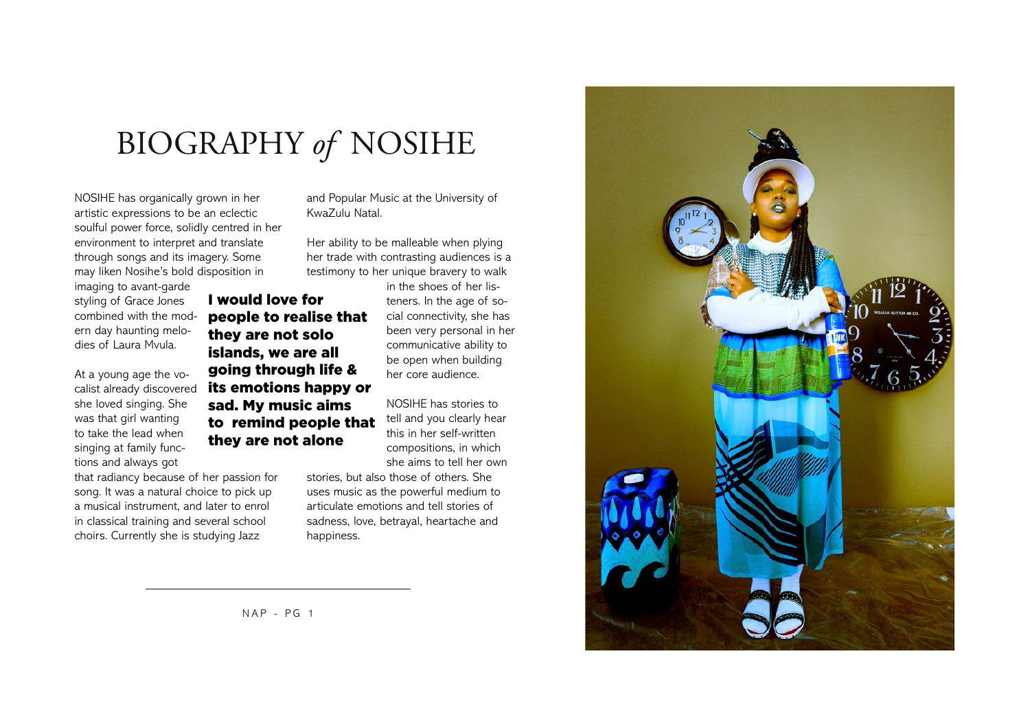# BIOGRAPHY *of* NOSIHE

NOSIHE has organically grown in her artistic expressions to be an eclectic soulful power force, solidly centred in her environment to interpret and translate through songs and its imagery. Some may liken Nosihe's bold disposition in imaging to avant-garde styling of Grace Jones combined with the modern day haunting melodies of Laura Mvula.

At a young age the vocalist already discovered she loved singing. She was that girl wanting to take the lead when singing at family functions and always got that radiancy because of her passion for song. It was a natural choice to pick up a musical instrument, and later to enrol in classical training and several school choirs. Currently she is studying Jazz and Popular Music at the University of KwaZulu Natal.

**I would love for people to realise that they are not solo islands, we are all going through life & its emotions happy or sad. My music aims to remind people that they are not alone**

Her ability to be malleable when plying her trade with contrasting audiences is a testimony to her unique bravery to walk in the shoes of her listeners. In the age of social connectivity, she has been very personal in her communicative ability to be open when building her core audience.

NOSIHE has stories to tell and you clearly hear this in her self-written compositions, in which she aims to tell her own stories, but also those of others. She uses music as the powerful medium to articulate emotions and tell stories of sadness, love, betrayal, heartache and happiness.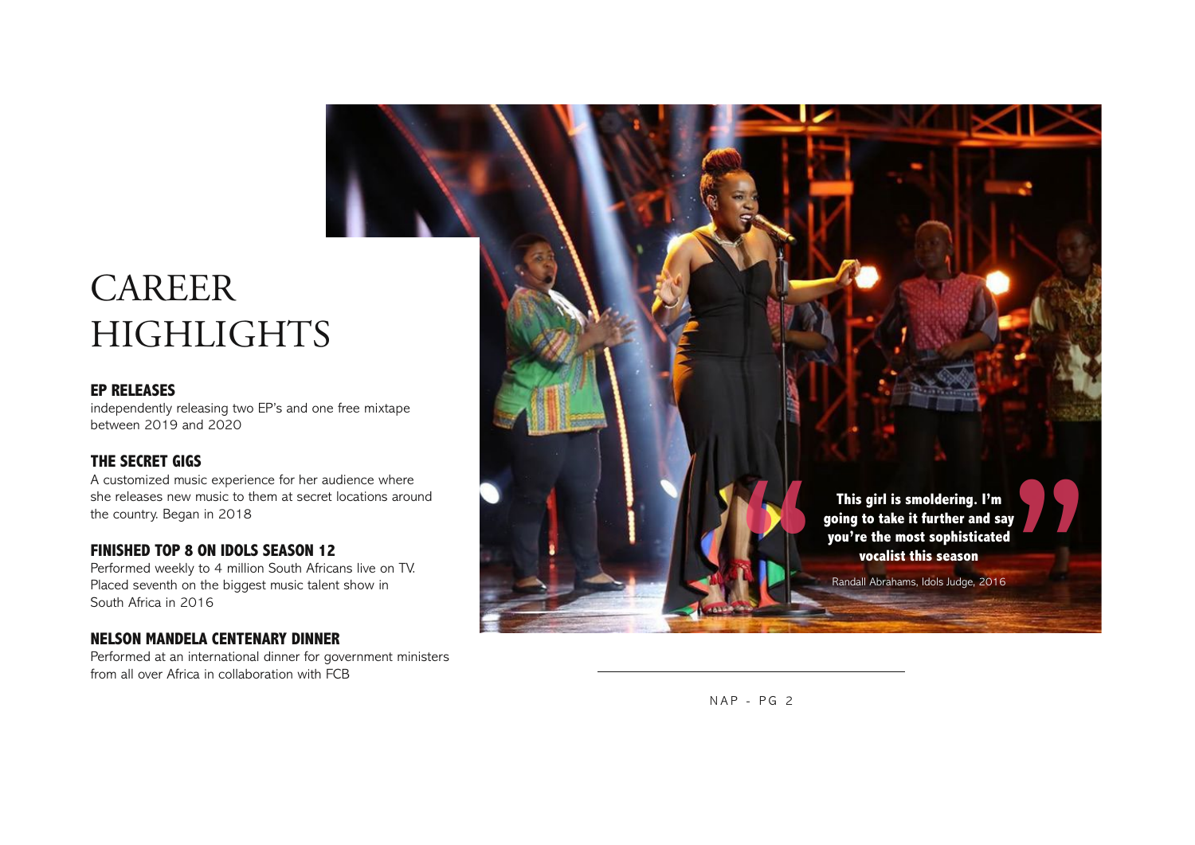# CAREER HIGHLIGHTS

### EP RELEASES

independently releasing two EP's and one free mixtape between 2019 and 2020

### THE SECRET GIGS

A customized music experience for her audience where she releases new music to them at secret locations around the country. Began in 2018

### FINISHED TOP 8 ON IDOLS SEASON 12

Performed weekly to 4 million South Africans live on TV. Placed seventh on the biggest music talent show in South Africa in 2016

### NELSON MANDELA CENTENARY DINNER

Performed at an international dinner for government ministers from all over Africa in collaboration with FCB

> **This girl is smoldering. I'm going to take it further and say you're the most sophisticated vocalist this season**
>
> Randall Abrahams, Idols Judge, 2016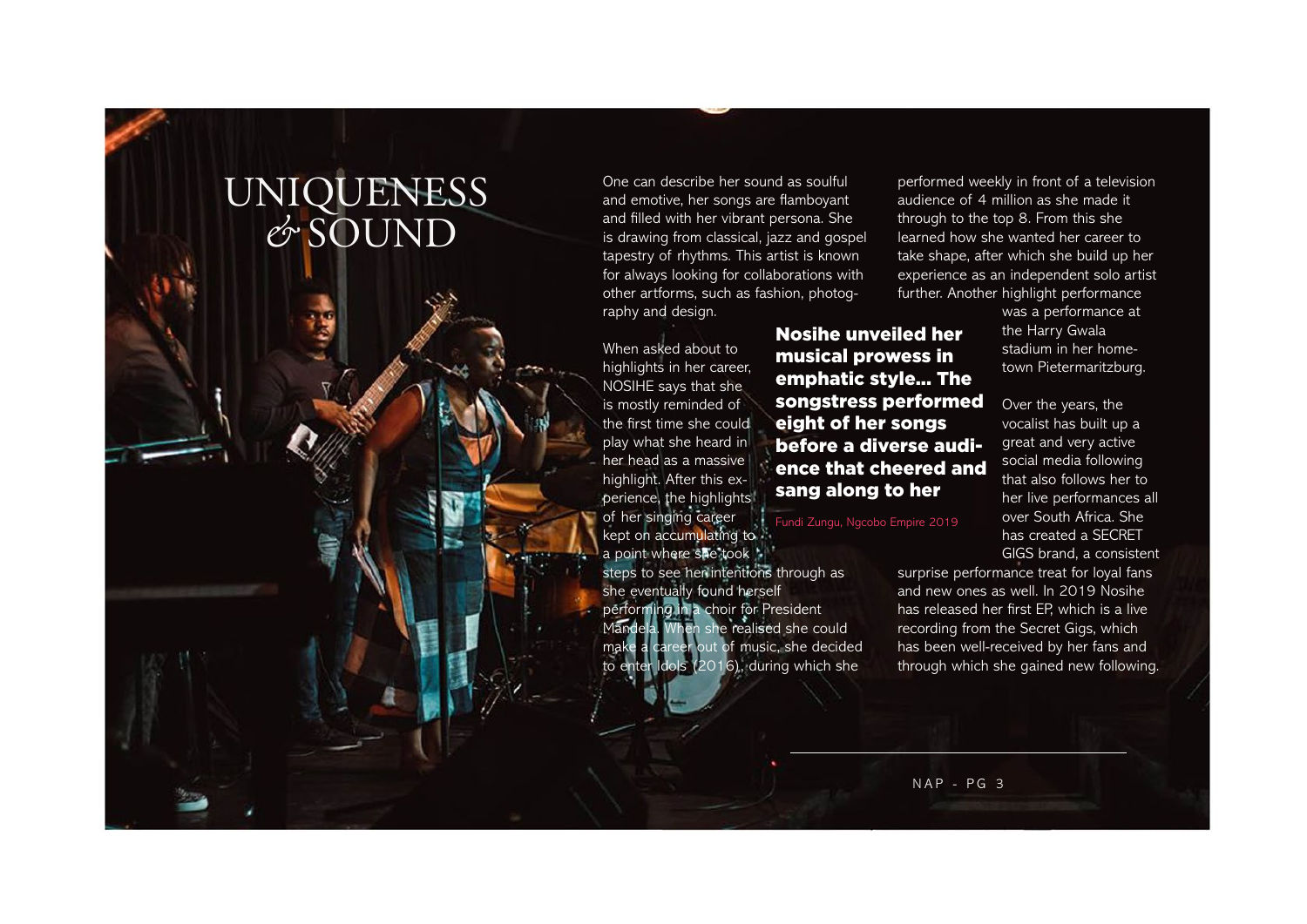# UNIQUENESS & SOUND

One can describe her sound as soulful and emotive, her songs are flamboyant and filled with her vibrant persona. She is drawing from classical, jazz and gospel tapestry of rhythms. This artist is known for always looking for collaborations with other artforms, such as fashion, photography and design.

When asked about to highlights in her career, NOSIHE says that she is mostly reminded of the first time she could play what she heard in her head as a massive highlight. After this experience, the highlights of her singing career kept on accumulating to a point where she took steps to see her intentions through as she eventually found herself performing in a choir for President Mandela. When she realised she could make a career out of music, she decided to enter Idols (2016), during which she performed weekly in front of a television audience of 4 million as she made it through to the top 8. From this she learned how she wanted her career to take shape, after which she build up her experience as an independent solo artist further. Another highlight performance was a performance at the Harry Gwala stadium in her hometown Pietermaritzburg.

> **Nosihe unveiled her musical prowess in emphatic style... The songstress performed eight of her songs before a diverse audience that cheered and sang along to her**
>
> Fundi Zungu, Ngcobo Empire 2019

Over the years, the vocalist has built up a great and very active social media following that also follows her to her live performances all over South Africa. She has created a SECRET GIGS brand, a consistent surprise performance treat for loyal fans and new ones as well. In 2019 Nosihe has released her first EP, which is a live recording from the Secret Gigs, which has been well-received by her fans and through which she gained new following.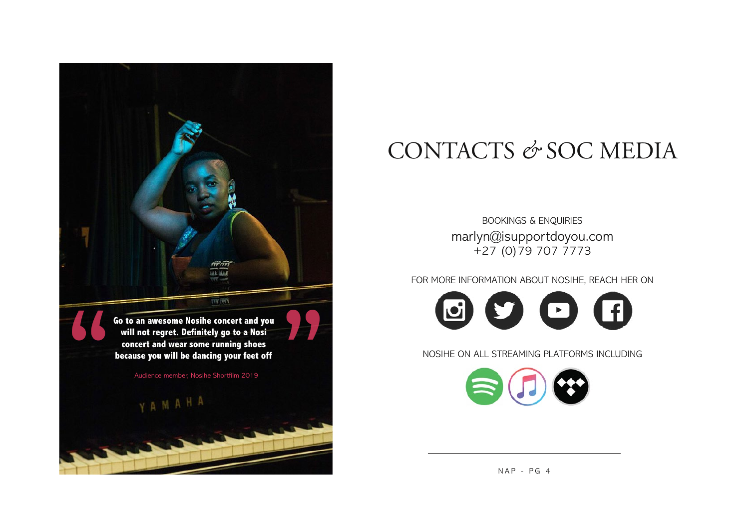> Go to an awesome Nosihe concert and you will not regret. Definitely go to a Nosi concert and wear some running shoes because you will be dancing your feet off
>
> Audience member, Nosihe Shortfilm 2019

# CONTACTS & SOC MEDIA

BOOKINGS & ENQUIRIES
marlyn@isupportdoyou.com
+27 (0)79 707 7773

FOR MORE INFORMATION ABOUT NOSIHE, REACH HER ON

NOSIHE ON ALL STREAMING PLATFORMS INCLUDING